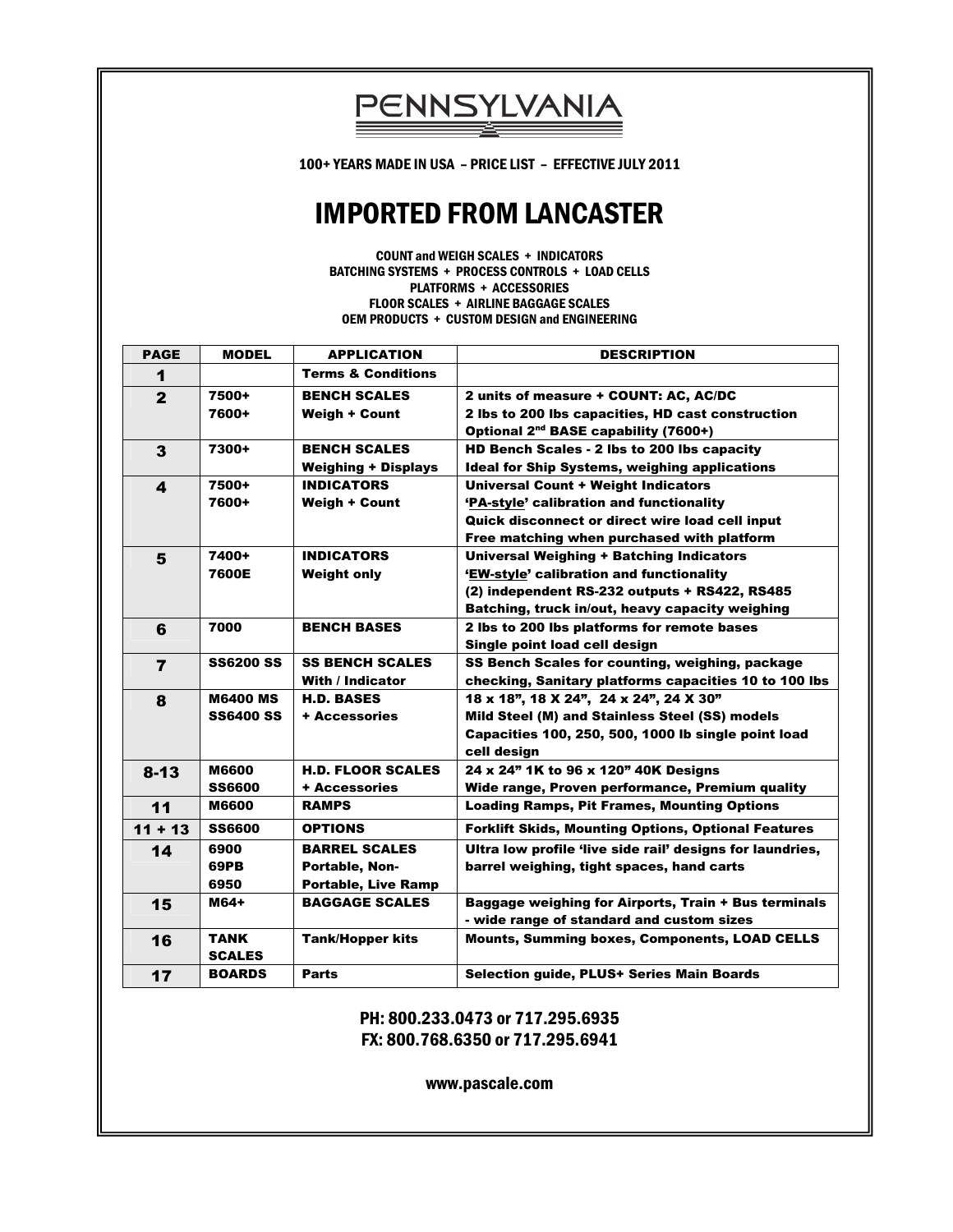# PENNSYLVANIA

100+ YEARS MADE IN USA – PRICE LIST – EFFECTIVE JULY 2011

# IMPORTED FROM LANCASTER

COUNT and WEIGH SCALES + INDICATORS
BATCHING SYSTEMS + PROCESS CONTROLS + LOAD CELLS
PLATFORMS + ACCESSORIES
FLOOR SCALES + AIRLINE BAGGAGE SCALES
OEM PRODUCTS + CUSTOM DESIGN and ENGINEERING

| PAGE | MODEL | APPLICATION | DESCRIPTION |
|---|---|---|---|
| **1** | | **Terms & Conditions** | |
| **2** | **7500+**<br>**7600+** | **BENCH SCALES**<br>**Weigh + Count** | **2 units of measure + COUNT: AC, AC/DC**<br>**2 lbs to 200 lbs capacities, HD cast construction**<br>**Optional 2nd BASE capability (7600+)** |
| **3** | **7300+** | **BENCH SCALES**<br>**Weighing + Displays** | **HD Bench Scales - 2 lbs to 200 lbs capacity**<br>**Ideal for Ship Systems, weighing applications** |
| **4** | **7500+**<br>**7600+** | **INDICATORS**<br>**Weigh + Count** | **Universal Count + Weight Indicators**<br>**'PA-style' calibration and functionality**<br>**Quick disconnect or direct wire load cell input**<br>**Free matching when purchased with platform** |
| **5** | **7400+**<br>**7600E** | **INDICATORS**<br>**Weight only** | **Universal Weighing + Batching Indicators**<br>**'EW-style' calibration and functionality**<br>**(2) independent RS-232 outputs + RS422, RS485**<br>**Batching, truck in/out, heavy capacity weighing** |
| **6** | **7000** | **BENCH BASES** | **2 lbs to 200 lbs platforms for remote bases**<br>**Single point load cell design** |
| **7** | **SS6200 SS** | **SS BENCH SCALES**<br>**With / Indicator** | **SS Bench Scales for counting, weighing, package checking, Sanitary platforms capacities 10 to 100 lbs** |
| **8** | **M6400 MS**<br>**SS6400 SS** | **H.D. BASES**<br>**+ Accessories** | **18 x 18", 18 X 24", 24 x 24", 24 X 30"**<br>**Mild Steel (M) and Stainless Steel (SS) models**<br>**Capacities 100, 250, 500, 1000 lb single point load cell design** |
| **8-13** | **M6600**<br>**SS6600** | **H.D. FLOOR SCALES**<br>**+ Accessories** | **24 x 24" 1K to 96 x 120" 40K Designs**<br>**Wide range, Proven performance, Premium quality** |
| **11** | **M6600** | **RAMPS** | **Loading Ramps, Pit Frames, Mounting Options** |
| **11 + 13** | **SS6600** | **OPTIONS** | **Forklift Skids, Mounting Options, Optional Features** |
| **14** | **6900**<br>**69PB**<br>**6950** | **BARREL SCALES**<br>**Portable, Non-Portable, Live Ramp** | **Ultra low profile 'live side rail' designs for laundries, barrel weighing, tight spaces, hand carts** |
| **15** | **M64+** | **BAGGAGE SCALES** | **Baggage weighing for Airports, Train + Bus terminals - wide range of standard and custom sizes** |
| **16** | **TANK SCALES** | **Tank/Hopper kits** | **Mounts, Summing boxes, Components, LOAD CELLS** |
| **17** | **BOARDS** | **Parts** | **Selection guide, PLUS+ Series Main Boards** |

PH: 800.233.0473 or 717.295.6935
FX: 800.768.6350 or 717.295.6941

www.pascale.com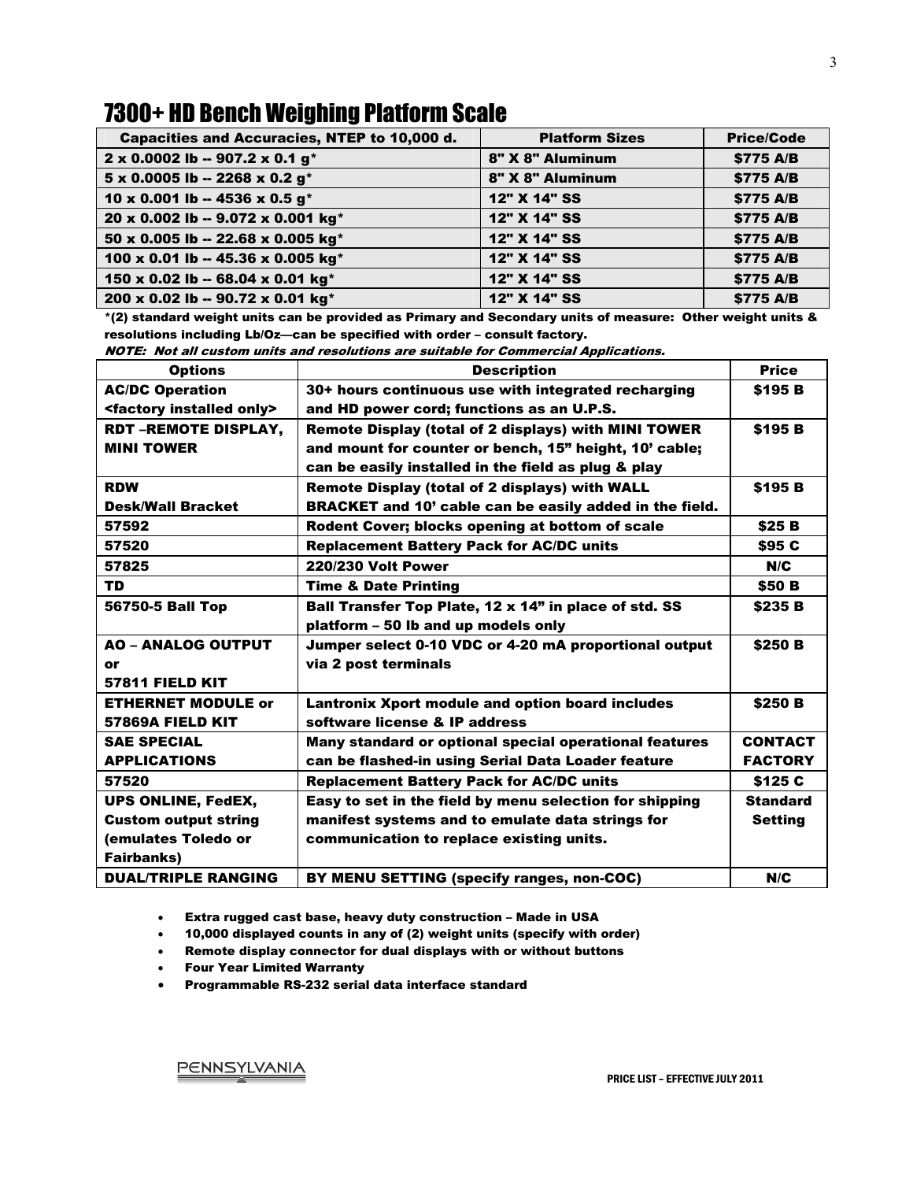# 7300+ HD Bench Weighing Platform Scale

| Capacities and Accuracies, NTEP to 10,000 d. | Platform Sizes | Price/Code |
|---|---|---|
| 2 x 0.0002 lb -- 907.2 x 0.1 g* | 8" X 8" Aluminum | $775 A/B |
| 5 x 0.0005 lb -- 2268 x 0.2 g* | 8" X 8" Aluminum | $775 A/B |
| 10 x 0.001 lb -- 4536 x 0.5 g* | 12" X 14" SS | $775 A/B |
| 20 x 0.002 lb -- 9.072 x 0.001 kg* | 12" X 14" SS | $775 A/B |
| 50 x 0.005 lb -- 22.68 x 0.005 kg* | 12" X 14" SS | $775 A/B |
| 100 x 0.01 lb -- 45.36 x 0.005 kg* | 12" X 14" SS | $775 A/B |
| 150 x 0.02 lb -- 68.04 x 0.01 kg* | 12" X 14" SS | $775 A/B |
| 200 x 0.02 lb -- 90.72 x 0.01 kg* | 12" X 14" SS | $775 A/B |

**\*(2) standard weight units can be provided as Primary and Secondary units of measure: Other weight units & resolutions including Lb/Oz—can be specified with order – consult factory.**

***NOTE: Not all custom units and resolutions are suitable for Commercial Applications.***

| Options | Description | Price |
|---|---|---|
| AC/DC Operation <factory installed only> | 30+ hours continuous use with integrated recharging and HD power cord; functions as an U.P.S. | $195 B |
| RDT –REMOTE DISPLAY, MINI TOWER | Remote Display (total of 2 displays) with MINI TOWER and mount for counter or bench, 15" height, 10' cable; can be easily installed in the field as plug & play | $195 B |
| RDW Desk/Wall Bracket | Remote Display (total of 2 displays) with WALL BRACKET and 10' cable can be easily added in the field. | $195 B |
| 57592 | Rodent Cover; blocks opening at bottom of scale | $25 B |
| 57520 | Replacement Battery Pack for AC/DC units | $95 C |
| 57825 | 220/230 Volt Power | N/C |
| TD | Time & Date Printing | $50 B |
| 56750-5 Ball Top | Ball Transfer Top Plate, 12 x 14" in place of std. SS platform – 50 lb and up models only | $235 B |
| AO – ANALOG OUTPUT or 57811 FIELD KIT | Jumper select 0-10 VDC or 4-20 mA proportional output via 2 post terminals | $250 B |
| ETHERNET MODULE or 57869A FIELD KIT | Lantronix Xport module and option board includes software license & IP address | $250 B |
| SAE SPECIAL APPLICATIONS | Many standard or optional special operational features can be flashed-in using Serial Data Loader feature | CONTACT FACTORY |
| 57520 | Replacement Battery Pack for AC/DC units | $125 C |
| UPS ONLINE, FedEX, Custom output string (emulates Toledo or Fairbanks) | Easy to set in the field by menu selection for shipping manifest systems and to emulate data strings for communication to replace existing units. | Standard Setting |
| DUAL/TRIPLE RANGING | BY MENU SETTING (specify ranges, non-COC) | N/C |

- Extra rugged cast base, heavy duty construction – Made in USA
- 10,000 displayed counts in any of (2) weight units (specify with order)
- Remote display connector for dual displays with or without buttons
- Four Year Limited Warranty
- Programmable RS-232 serial data interface standard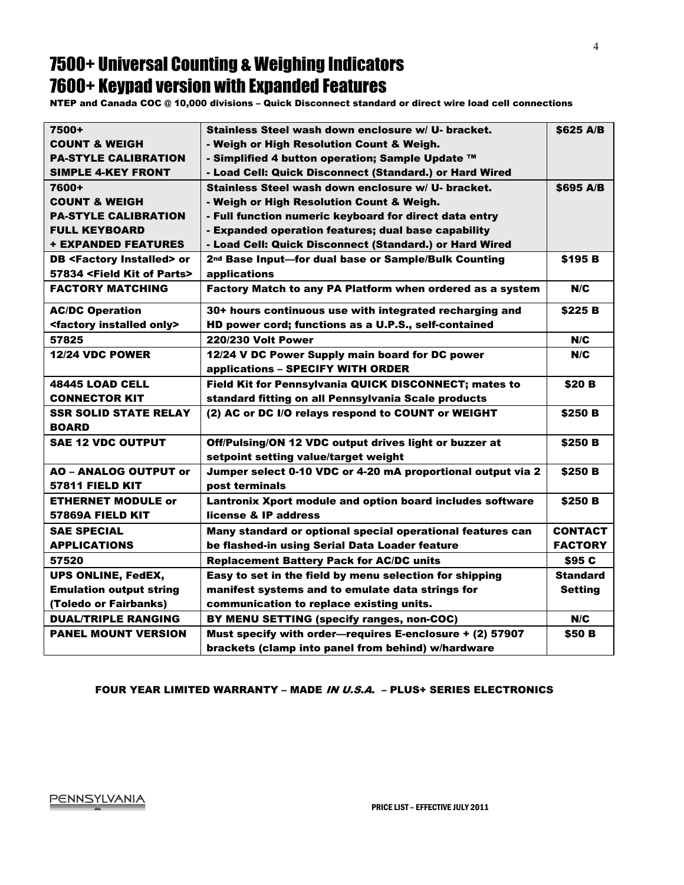# 7500+ Universal Counting & Weighing Indicators
# 7600+ Keypad version with Expanded Features

**NTEP and Canada COC @ 10,000 divisions – Quick Disconnect standard or direct wire load cell connections**

| | | |
|---|---|---|
| **7500+**<br>**COUNT & WEIGH**<br>**PA-STYLE CALIBRATION**<br>**SIMPLE 4-KEY FRONT** | **Stainless Steel wash down enclosure w/ U- bracket.**<br>**- Weigh or High Resolution Count & Weigh.**<br>**- Simplified 4 button operation; Sample Update ™**<br>**- Load Cell: Quick Disconnect (Standard.) or Hard Wired** | **$625 A/B** |
| **7600+**<br>**COUNT & WEIGH**<br>**PA-STYLE CALIBRATION**<br>**FULL KEYBOARD**<br>**+ EXPANDED FEATURES** | **Stainless Steel wash down enclosure w/ U- bracket.**<br>**- Weigh or High Resolution Count & Weigh.**<br>**- Full function numeric keyboard for direct data entry**<br>**- Expanded operation features; dual base capability**<br>**- Load Cell: Quick Disconnect (Standard.) or Hard Wired** | **$695 A/B** |
| **DB <Factory Installed> or 57834 <Field Kit of Parts>** | **2nd Base Input—for dual base or Sample/Bulk Counting applications** | **$195 B** |
| **FACTORY MATCHING** | **Factory Match to any PA Platform when ordered as a system** | **N/C** |
| **AC/DC Operation <factory installed only>** | **30+ hours continuous use with integrated recharging and HD power cord; functions as a U.P.S., self-contained** | **$225 B** |
| **57825** | **220/230 Volt Power** | **N/C** |
| **12/24 VDC POWER** | **12/24 V DC Power Supply main board for DC power applications – SPECIFY WITH ORDER** | **N/C** |
| **48445 LOAD CELL CONNECTOR KIT** | **Field Kit for Pennsylvania QUICK DISCONNECT; mates to standard fitting on all Pennsylvania Scale products** | **$20 B** |
| **SSR SOLID STATE RELAY BOARD** | **(2) AC or DC I/O relays respond to COUNT or WEIGHT** | **$250 B** |
| **SAE 12 VDC OUTPUT** | **Off/Pulsing/ON 12 VDC output drives light or buzzer at setpoint setting value/target weight** | **$250 B** |
| **AO – ANALOG OUTPUT or 57811 FIELD KIT** | **Jumper select 0-10 VDC or 4-20 mA proportional output via 2 post terminals** | **$250 B** |
| **ETHERNET MODULE or 57869A FIELD KIT** | **Lantronix Xport module and option board includes software license & IP address** | **$250 B** |
| **SAE SPECIAL APPLICATIONS** | **Many standard or optional special operational features can be flashed-in using Serial Data Loader feature** | **CONTACT FACTORY** |
| **57520** | **Replacement Battery Pack for AC/DC units** | **$95 C** |
| **UPS ONLINE, FedEX, Emulation output string (Toledo or Fairbanks)** | **Easy to set in the field by menu selection for shipping manifest systems and to emulate data strings for communication to replace existing units.** | **Standard Setting** |
| **DUAL/TRIPLE RANGING** | **BY MENU SETTING (specify ranges, non-COC)** | **N/C** |
| **PANEL MOUNT VERSION** | **Must specify with order—requires E-enclosure + (2) 57907 brackets (clamp into panel from behind) w/hardware** | **$50 B** |

**FOUR YEAR LIMITED WARRANTY – MADE *IN U.S.A.* – PLUS+ SERIES ELECTRONICS**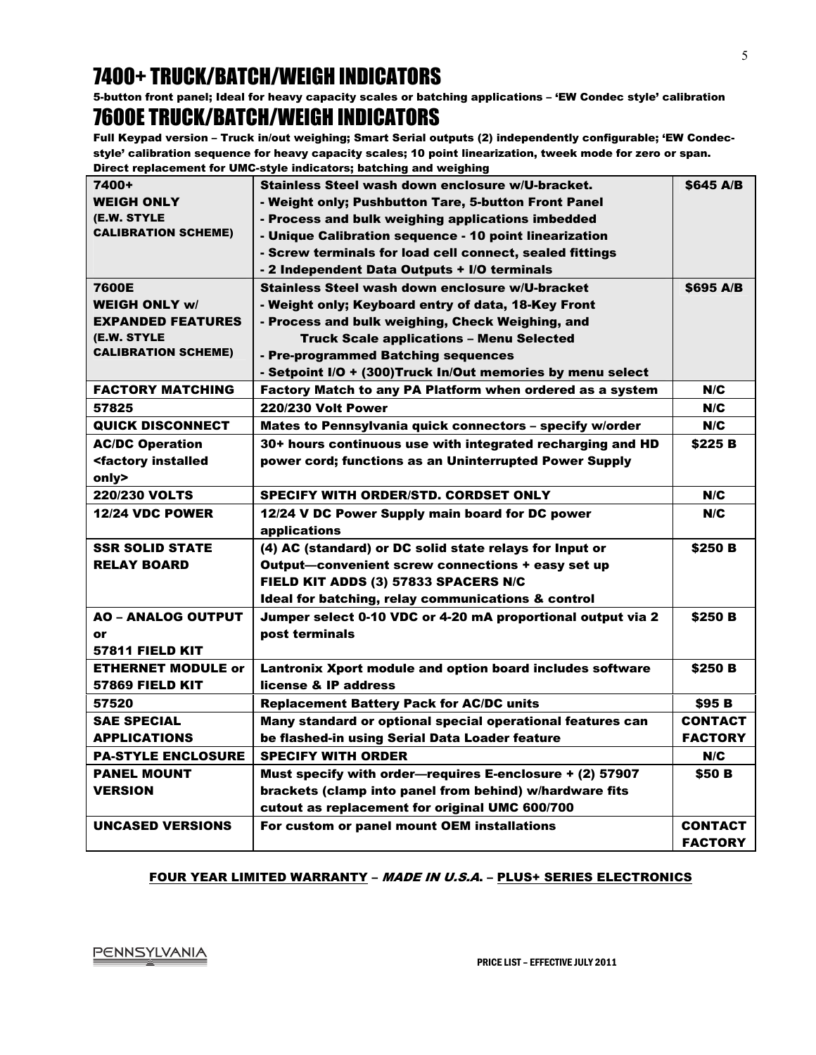# 7400+ TRUCK/BATCH/WEIGH INDICATORS

**5-button front panel; Ideal for heavy capacity scales or batching applications – 'EW Condec style' calibration**

# 7600E TRUCK/BATCH/WEIGH INDICATORS

**Full Keypad version – Truck in/out weighing; Smart Serial outputs (2) independently configurable; 'EW Condec-style' calibration sequence for heavy capacity scales; 10 point linearization, tweek mode for zero or span. Direct replacement for UMC-style indicators; batching and weighing**

| | | |
|---|---|---|
| **7400+ WEIGH ONLY (E.W. STYLE CALIBRATION SCHEME)** | **Stainless Steel wash down enclosure w/U-bracket.<br>- Weight only; Pushbutton Tare, 5-button Front Panel<br>- Process and bulk weighing applications imbedded<br>- Unique Calibration sequence - 10 point linearization<br>- Screw terminals for load cell connect, sealed fittings<br>- 2 Independent Data Outputs + I/O terminals** | **$645 A/B** |
| **7600E WEIGH ONLY w/ EXPANDED FEATURES (E.W. STYLE CALIBRATION SCHEME)** | **Stainless Steel wash down enclosure w/U-bracket<br>- Weight only; Keyboard entry of data, 18-Key Front<br>- Process and bulk weighing, Check Weighing, and Truck Scale applications – Menu Selected<br>- Pre-programmed Batching sequences<br>- Setpoint I/O + (300)Truck In/Out memories by menu select** | **$695 A/B** |
| **FACTORY MATCHING** | **Factory Match to any PA Platform when ordered as a system** | **N/C** |
| **57825** | **220/230 Volt Power** | **N/C** |
| **QUICK DISCONNECT** | **Mates to Pennsylvania quick connectors – specify w/order** | **N/C** |
| **AC/DC Operation <factory installed only>** | **30+ hours continuous use with integrated recharging and HD power cord; functions as an Uninterrupted Power Supply** | **$225 B** |
| **220/230 VOLTS** | **SPECIFY WITH ORDER/STD. CORDSET ONLY** | **N/C** |
| **12/24 VDC POWER** | **12/24 V DC Power Supply main board for DC power applications** | **N/C** |
| **SSR SOLID STATE RELAY BOARD** | **(4) AC (standard) or DC solid state relays for Input or Output—convenient screw connections + easy set up<br>FIELD KIT ADDS (3) 57833 SPACERS N/C<br>Ideal for batching, relay communications & control** | **$250 B** |
| **AO – ANALOG OUTPUT or 57811 FIELD KIT** | **Jumper select 0-10 VDC or 4-20 mA proportional output via 2 post terminals** | **$250 B** |
| **ETHERNET MODULE or 57869 FIELD KIT** | **Lantronix Xport module and option board includes software license & IP address** | **$250 B** |
| **57520** | **Replacement Battery Pack for AC/DC units** | **$95 B** |
| **SAE SPECIAL APPLICATIONS** | **Many standard or optional special operational features can be flashed-in using Serial Data Loader feature** | **CONTACT FACTORY** |
| **PA-STYLE ENCLOSURE** | **SPECIFY WITH ORDER** | **N/C** |
| **PANEL MOUNT VERSION** | **Must specify with order—requires E-enclosure + (2) 57907 brackets (clamp into panel from behind) w/hardware fits cutout as replacement for original UMC 600/700** | **$50 B** |
| **UNCASED VERSIONS** | **For custom or panel mount OEM installations** | **CONTACT FACTORY** |

**FOUR YEAR LIMITED WARRANTY – *MADE IN U.S.A.* – PLUS+ SERIES ELECTRONICS**

PENNSYLVANIA

PRICE LIST – EFFECTIVE JULY 2011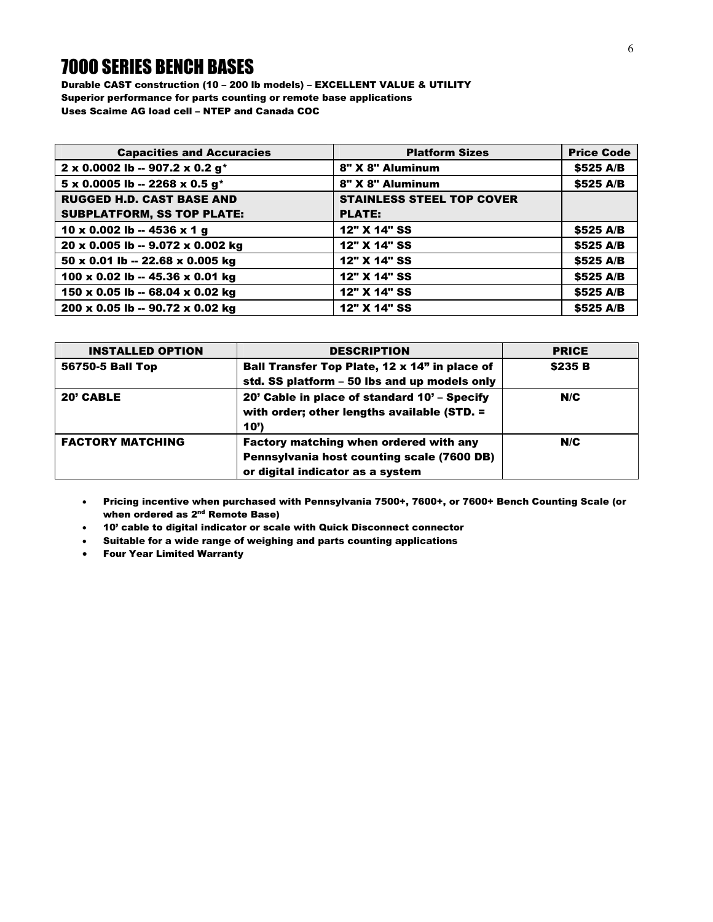# 7000 SERIES BENCH BASES

**Durable CAST construction (10 – 200 lb models) – EXCELLENT VALUE & UTILITY**
**Superior performance for parts counting or remote base applications**
**Uses Scaime AG load cell – NTEP and Canada COC**

| Capacities and Accuracies | Platform Sizes | Price Code |
|---|---|---|
| 2 x 0.0002 lb -- 907.2 x 0.2 g* | 8" X 8" Aluminum | $525 A/B |
| 5 x 0.0005 lb -- 2268 x 0.5 g* | 8" X 8" Aluminum | $525 A/B |
| RUGGED H.D. CAST BASE AND SUBPLATFORM, SS TOP PLATE: | STAINLESS STEEL TOP COVER PLATE: | |
| 10 x 0.002 lb -- 4536 x 1 g | 12" X 14" SS | $525 A/B |
| 20 x 0.005 lb -- 9.072 x 0.002 kg | 12" X 14" SS | $525 A/B |
| 50 x 0.01 lb -- 22.68 x 0.005 kg | 12" X 14" SS | $525 A/B |
| 100 x 0.02 lb -- 45.36 x 0.01 kg | 12" X 14" SS | $525 A/B |
| 150 x 0.05 lb -- 68.04 x 0.02 kg | 12" X 14" SS | $525 A/B |
| 200 x 0.05 lb -- 90.72 x 0.02 kg | 12" X 14" SS | $525 A/B |

| INSTALLED OPTION | DESCRIPTION | PRICE |
|---|---|---|
| 56750-5 Ball Top | Ball Transfer Top Plate, 12 x 14" in place of std. SS platform – 50 lbs and up models only | $235 B |
| 20' CABLE | 20' Cable in place of standard 10' – Specify with order; other lengths available (STD. = 10') | N/C |
| FACTORY MATCHING | Factory matching when ordered with any Pennsylvania host counting scale (7600 DB) or digital indicator as a system | N/C |

- **Pricing incentive when purchased with Pennsylvania 7500+, 7600+, or 7600+ Bench Counting Scale (or when ordered as 2nd Remote Base)**
- **10' cable to digital indicator or scale with Quick Disconnect connector**
- **Suitable for a wide range of weighing and parts counting applications**
- **Four Year Limited Warranty**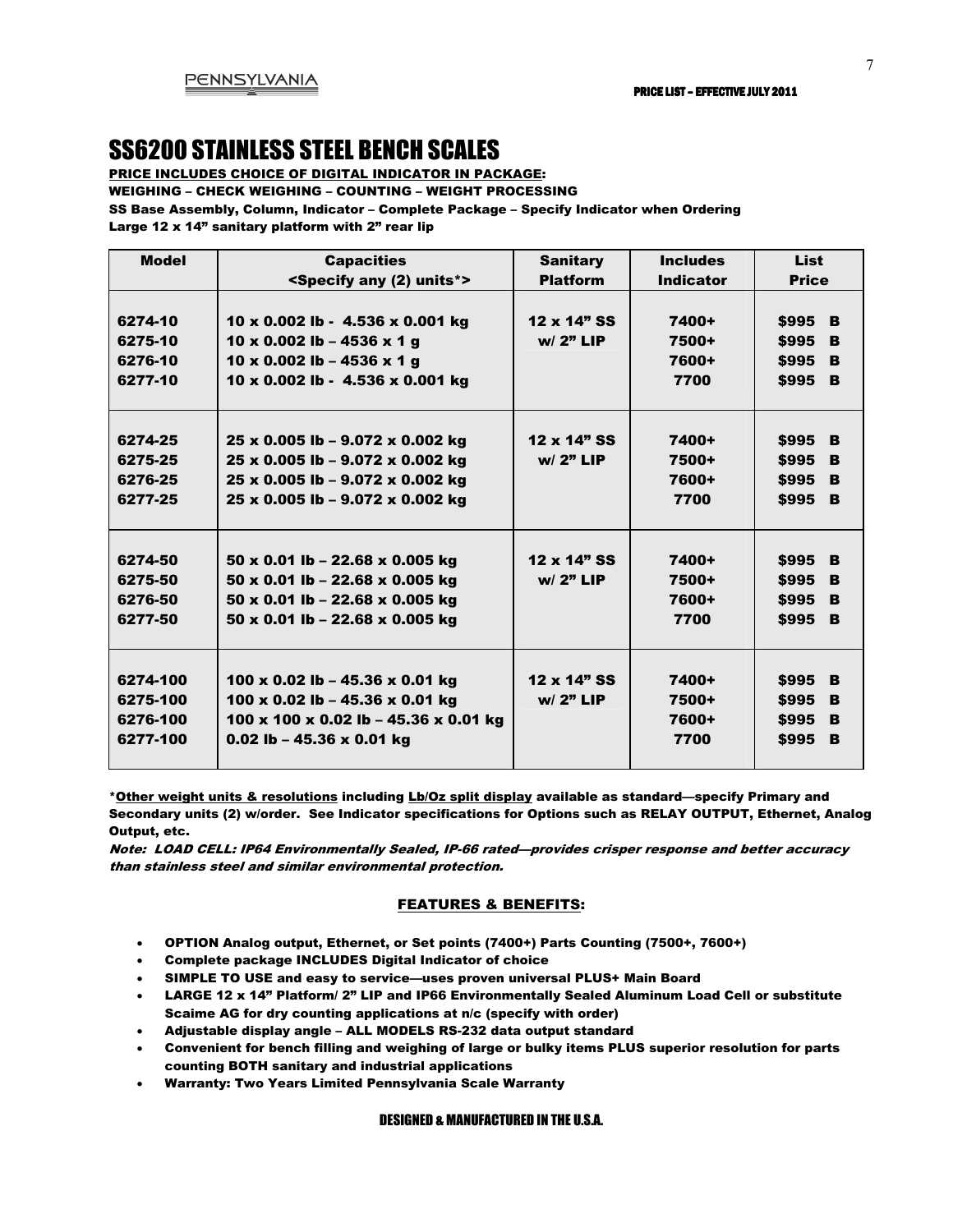PENNSYLVANIA

PRICE LIST – EFFECTIVE JULY 2011

# SS6200 STAINLESS STEEL BENCH SCALES

**PRICE INCLUDES CHOICE OF DIGITAL INDICATOR IN PACKAGE:**
**WEIGHING – CHECK WEIGHING – COUNTING – WEIGHT PROCESSING**
**SS Base Assembly, Column, Indicator – Complete Package – Specify Indicator when Ordering**
**Large 12 x 14" sanitary platform with 2" rear lip**

| Model | Capacities <Specify any (2) units*> | Sanitary Platform | Includes Indicator | List Price |
|---|---|---|---|---|
| 6274-10<br>6275-10<br>6276-10<br>6277-10 | 10 x 0.002 lb - 4.536 x 0.001 kg<br>10 x 0.002 lb – 4536 x 1 g<br>10 x 0.002 lb – 4536 x 1 g<br>10 x 0.002 lb - 4.536 x 0.001 kg | 12 x 14" SS w/ 2" LIP | 7400+<br>7500+<br>7600+<br>7700 | $995 B<br>$995 B<br>$995 B<br>$995 B |
| 6274-25<br>6275-25<br>6276-25<br>6277-25 | 25 x 0.005 lb – 9.072 x 0.002 kg<br>25 x 0.005 lb – 9.072 x 0.002 kg<br>25 x 0.005 lb – 9.072 x 0.002 kg<br>25 x 0.005 lb – 9.072 x 0.002 kg | 12 x 14" SS w/ 2" LIP | 7400+<br>7500+<br>7600+<br>7700 | $995 B<br>$995 B<br>$995 B<br>$995 B |
| 6274-50<br>6275-50<br>6276-50<br>6277-50 | 50 x 0.01 lb – 22.68 x 0.005 kg<br>50 x 0.01 lb – 22.68 x 0.005 kg<br>50 x 0.01 lb – 22.68 x 0.005 kg<br>50 x 0.01 lb – 22.68 x 0.005 kg | 12 x 14" SS w/ 2" LIP | 7400+<br>7500+<br>7600+<br>7700 | $995 B<br>$995 B<br>$995 B<br>$995 B |
| 6274-100<br>6275-100<br>6276-100<br>6277-100 | 100 x 0.02 lb – 45.36 x 0.01 kg<br>100 x 0.02 lb – 45.36 x 0.01 kg<br>100 x 100 x 0.02 lb – 45.36 x 0.01 kg<br>0.02 lb – 45.36 x 0.01 kg | 12 x 14" SS w/ 2" LIP | 7400+<br>7500+<br>7600+<br>7700 | $995 B<br>$995 B<br>$995 B<br>$995 B |

**\*Other weight units & resolutions including Lb/Oz split display available as standard—specify Primary and Secondary units (2) w/order. See Indicator specifications for Options such as RELAY OUTPUT, Ethernet, Analog Output, etc.**

***Note: LOAD CELL: IP64 Environmentally Sealed, IP-66 rated—provides crisper response and better accuracy than stainless steel and similar environmental protection.***

## FEATURES & BENEFITS:

- **OPTION Analog output, Ethernet, or Set points (7400+) Parts Counting (7500+, 7600+)**
- **Complete package INCLUDES Digital Indicator of choice**
- **SIMPLE TO USE and easy to service—uses proven universal PLUS+ Main Board**
- **LARGE 12 x 14" Platform/ 2" LIP and IP66 Environmentally Sealed Aluminum Load Cell or substitute Scaime AG for dry counting applications at n/c (specify with order)**
- **Adjustable display angle – ALL MODELS RS-232 data output standard**
- **Convenient for bench filling and weighing of large or bulky items PLUS superior resolution for parts counting BOTH sanitary and industrial applications**
- **Warranty: Two Years Limited Pennsylvania Scale Warranty**

**DESIGNED & MANUFACTURED IN THE U.S.A.**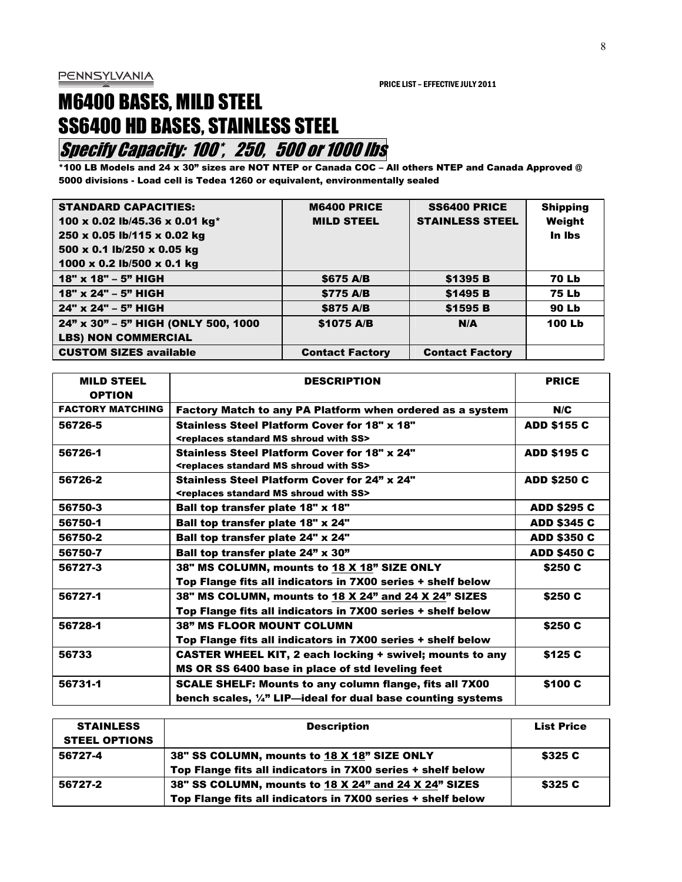PENNSYLVANIA

PRICE LIST – EFFECTIVE JULY 2011

# M6400 BASES, MILD STEEL
# SS6400 HD BASES, STAINLESS STEEL

## *Specify Capacity: 100*, 250, 500 or 1000 lbs*

**\*100 LB Models and 24 x 30" sizes are NOT NTEP or Canada COC – All others NTEP and Canada Approved @ 5000 divisions - Load cell is Tedea 1260 or equivalent, environmentally sealed**

| STANDARD CAPACITIES: 100 x 0.02 lb/45.36 x 0.01 kg* 250 x 0.05 lb/115 x 0.02 kg 500 x 0.1 lb/250 x 0.05 kg 1000 x 0.2 lb/500 x 0.1 kg | M6400 PRICE MILD STEEL | SS6400 PRICE STAINLESS STEEL | Shipping Weight In lbs |
|---|---|---|---|
| 18" x 18" – 5" HIGH | $675 A/B | $1395 B | 70 Lb |
| 18" x 24" – 5" HIGH | $775 A/B | $1495 B | 75 Lb |
| 24" x 24" – 5" HIGH | $875 A/B | $1595 B | 90 Lb |
| 24" x 30" – 5" HIGH (ONLY 500, 1000 LBS) NON COMMERCIAL | $1075 A/B | N/A | 100 Lb |
| CUSTOM SIZES available | Contact Factory | Contact Factory | |

| MILD STEEL OPTION | DESCRIPTION | PRICE |
|---|---|---|
| FACTORY MATCHING | Factory Match to any PA Platform when ordered as a system | N/C |
| 56726-5 | Stainless Steel Platform Cover for 18" x 18" <replaces standard MS shroud with SS> | ADD $155 C |
| 56726-1 | Stainless Steel Platform Cover for 18" x 24" <replaces standard MS shroud with SS> | ADD $195 C |
| 56726-2 | Stainless Steel Platform Cover for 24" x 24" <replaces standard MS shroud with SS> | ADD $250 C |
| 56750-3 | Ball top transfer plate 18" x 18" | ADD $295 C |
| 56750-1 | Ball top transfer plate 18" x 24" | ADD $345 C |
| 56750-2 | Ball top transfer plate 24" x 24" | ADD $350 C |
| 56750-7 | Ball top transfer plate 24" x 30" | ADD $450 C |
| 56727-3 | 38" MS COLUMN, mounts to 18 X 18" SIZE ONLY Top Flange fits all indicators in 7X00 series + shelf below | $250 C |
| 56727-1 | 38" MS COLUMN, mounts to 18 X 24" and 24 X 24" SIZES Top Flange fits all indicators in 7X00 series + shelf below | $250 C |
| 56728-1 | 38" MS FLOOR MOUNT COLUMN Top Flange fits all indicators in 7X00 series + shelf below | $250 C |
| 56733 | CASTER WHEEL KIT, 2 each locking + swivel; mounts to any MS OR SS 6400 base in place of std leveling feet | $125 C |
| 56731-1 | SCALE SHELF: Mounts to any column flange, fits all 7X00 bench scales, ¼" LIP—ideal for dual base counting systems | $100 C |

| STAINLESS STEEL OPTIONS | Description | List Price |
|---|---|---|
| 56727-4 | 38" SS COLUMN, mounts to 18 X 18" SIZE ONLY Top Flange fits all indicators in 7X00 series + shelf below | $325 C |
| 56727-2 | 38" SS COLUMN, mounts to 18 X 24" and 24 X 24" SIZES Top Flange fits all indicators in 7X00 series + shelf below | $325 C |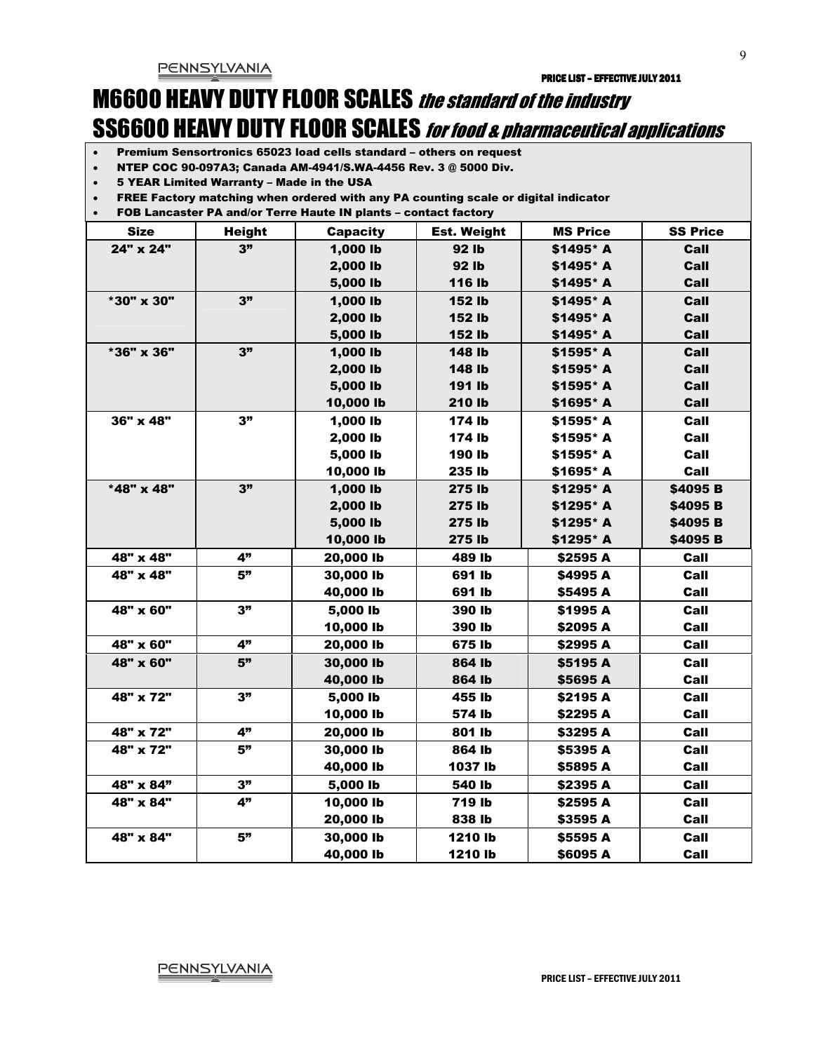# M6600 HEAVY DUTY FLOOR SCALES *the standard of the industry*

# SS6600 HEAVY DUTY FLOOR SCALES *for food & pharmaceutical applications*

- Premium Sensortronics 65023 load cells standard – others on request
- NTEP COC 90-097A3; Canada AM-4941/S.WA-4456 Rev. 3 @ 5000 Div.
- 5 YEAR Limited Warranty – Made in the USA
- FREE Factory matching when ordered with any PA counting scale or digital indicator
- FOB Lancaster PA and/or Terre Haute IN plants – contact factory

| Size | Height | Capacity | Est. Weight | MS Price | SS Price |
|---|---|---|---|---|---|
| 24" x 24" | 3" | 1,000 lb | 92 lb | $1495* A | Call |
| | | 2,000 lb | 92 lb | $1495* A | Call |
| | | 5,000 lb | 116 lb | $1495* A | Call |
| *30" x 30" | 3" | 1,000 lb | 152 lb | $1495* A | Call |
| | | 2,000 lb | 152 lb | $1495* A | Call |
| | | 5,000 lb | 152 lb | $1495* A | Call |
| *36" x 36" | 3" | 1,000 lb | 148 lb | $1595* A | Call |
| | | 2,000 lb | 148 lb | $1595* A | Call |
| | | 5,000 lb | 191 lb | $1595* A | Call |
| | | 10,000 lb | 210 lb | $1695* A | Call |
| 36" x 48" | 3" | 1,000 lb | 174 lb | $1595* A | Call |
| | | 2,000 lb | 174 lb | $1595* A | Call |
| | | 5,000 lb | 190 lb | $1595* A | Call |
| | | 10,000 lb | 235 lb | $1695* A | Call |
| *48" x 48" | 3" | 1,000 lb | 275 lb | $1295* A | $4095 B |
| | | 2,000 lb | 275 lb | $1295* A | $4095 B |
| | | 5,000 lb | 275 lb | $1295* A | $4095 B |
| | | 10,000 lb | 275 lb | $1295* A | $4095 B |
| 48" x 48" | 4" | 20,000 lb | 489 lb | $2595 A | Call |
| 48" x 48" | 5" | 30,000 lb | 691 lb | $4995 A | Call |
| | | 40,000 lb | 691 lb | $5495 A | Call |
| 48" x 60" | 3" | 5,000 lb | 390 lb | $1995 A | Call |
| | | 10,000 lb | 390 lb | $2095 A | Call |
| 48" x 60" | 4" | 20,000 lb | 675 lb | $2995 A | Call |
| 48" x 60" | 5" | 30,000 lb | 864 lb | $5195 A | Call |
| | | 40,000 lb | 864 lb | $5695 A | Call |
| 48" x 72" | 3" | 5,000 lb | 455 lb | $2195 A | Call |
| | | 10,000 lb | 574 lb | $2295 A | Call |
| 48" x 72" | 4" | 20,000 lb | 801 lb | $3295 A | Call |
| 48" x 72" | 5" | 30,000 lb | 864 lb | $5395 A | Call |
| | | 40,000 lb | 1037 lb | $5895 A | Call |
| 48" x 84" | 3" | 5,000 lb | 540 lb | $2395 A | Call |
| 48" x 84" | 4" | 10,000 lb | 719 lb | $2595 A | Call |
| | | 20,000 lb | 838 lb | $3595 A | Call |
| 48" x 84" | 5" | 30,000 lb | 1210 lb | $5595 A | Call |
| | | 40,000 lb | 1210 lb | $6095 A | Call |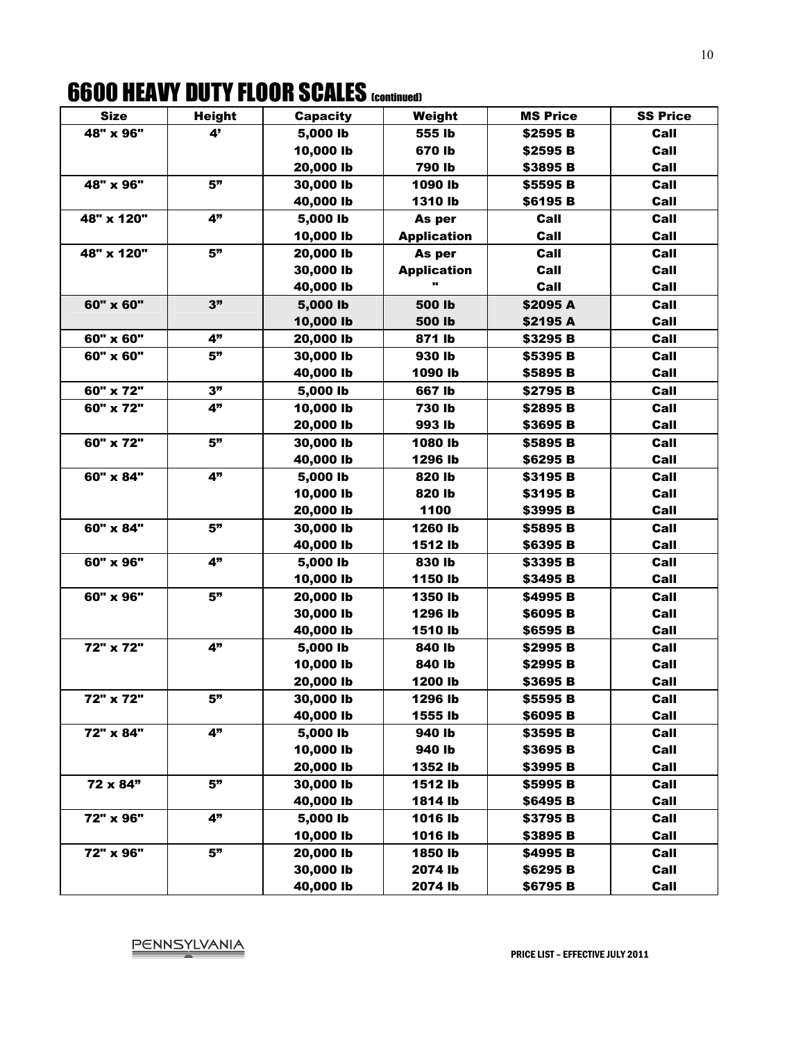# 6600 HEAVY DUTY FLOOR SCALES (continued)

| Size | Height | Capacity | Weight | MS Price | SS Price |
|---|---|---|---|---|---|
| 48" x 96" | 4' | 5,000 lb | 555 lb | $2595 B | Call |
| | | 10,000 lb | 670 lb | $2595 B | Call |
| | | 20,000 lb | 790 lb | $3895 B | Call |
| 48" x 96" | 5" | 30,000 lb | 1090 lb | $5595 B | Call |
| | | 40,000 lb | 1310 lb | $6195 B | Call |
| 48" x 120" | 4" | 5,000 lb | As per | Call | Call |
| | | 10,000 lb | Application | Call | Call |
| 48" x 120" | 5" | 20,000 lb | As per | Call | Call |
| | | 30,000 lb | Application | Call | Call |
| | | 40,000 lb | " | Call | Call |
| 60" x 60" | 3" | 5,000 lb | 500 lb | $2095 A | Call |
| | | 10,000 lb | 500 lb | $2195 A | Call |
| 60" x 60" | 4" | 20,000 lb | 871 lb | $3295 B | Call |
| 60" x 60" | 5" | 30,000 lb | 930 lb | $5395 B | Call |
| | | 40,000 lb | 1090 lb | $5895 B | Call |
| 60" x 72" | 3" | 5,000 lb | 667 lb | $2795 B | Call |
| 60" x 72" | 4" | 10,000 lb | 730 lb | $2895 B | Call |
| | | 20,000 lb | 993 lb | $3695 B | Call |
| 60" x 72" | 5" | 30,000 lb | 1080 lb | $5895 B | Call |
| | | 40,000 lb | 1296 lb | $6295 B | Call |
| 60" x 84" | 4" | 5,000 lb | 820 lb | $3195 B | Call |
| | | 10,000 lb | 820 lb | $3195 B | Call |
| | | 20,000 lb | 1100 | $3995 B | Call |
| 60" x 84" | 5" | 30,000 lb | 1260 lb | $5895 B | Call |
| | | 40,000 lb | 1512 lb | $6395 B | Call |
| 60" x 96" | 4" | 5,000 lb | 830 lb | $3395 B | Call |
| | | 10,000 lb | 1150 lb | $3495 B | Call |
| 60" x 96" | 5" | 20,000 lb | 1350 lb | $4995 B | Call |
| | | 30,000 lb | 1296 lb | $6095 B | Call |
| | | 40,000 lb | 1510 lb | $6595 B | Call |
| 72" x 72" | 4" | 5,000 lb | 840 lb | $2995 B | Call |
| | | 10,000 lb | 840 lb | $2995 B | Call |
| | | 20,000 lb | 1200 lb | $3695 B | Call |
| 72" x 72" | 5" | 30,000 lb | 1296 lb | $5595 B | Call |
| | | 40,000 lb | 1555 lb | $6095 B | Call |
| 72" x 84" | 4" | 5,000 lb | 940 lb | $3595 B | Call |
| | | 10,000 lb | 940 lb | $3695 B | Call |
| | | 20,000 lb | 1352 lb | $3995 B | Call |
| 72 x 84" | 5" | 30,000 lb | 1512 lb | $5995 B | Call |
| | | 40,000 lb | 1814 lb | $6495 B | Call |
| 72" x 96" | 4" | 5,000 lb | 1016 lb | $3795 B | Call |
| | | 10,000 lb | 1016 lb | $3895 B | Call |
| 72" x 96" | 5" | 20,000 lb | 1850 lb | $4995 B | Call |
| | | 30,000 lb | 2074 lb | $6295 B | Call |
| | | 40,000 lb | 2074 lb | $6795 B | Call |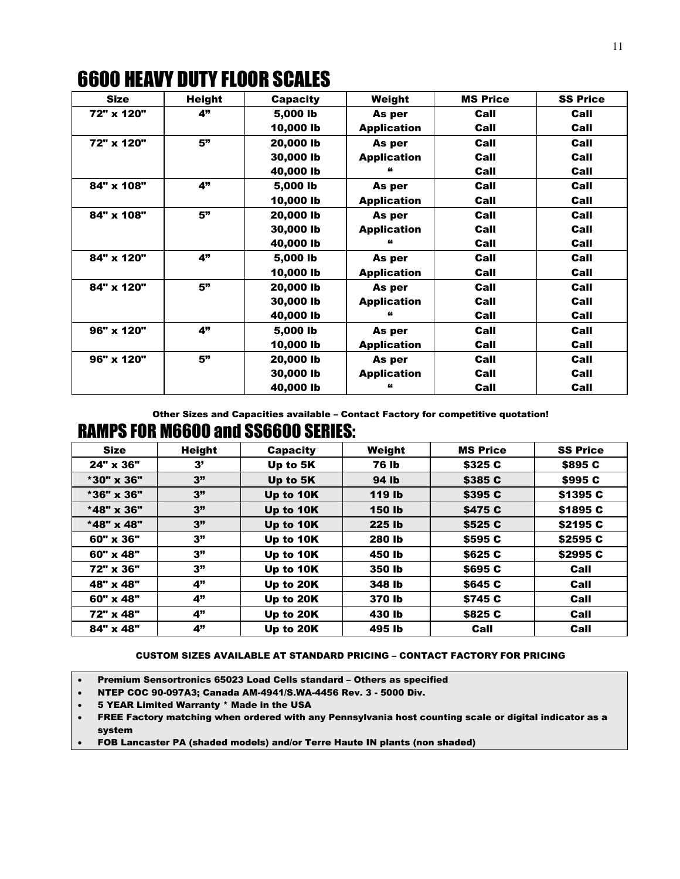# 6600 HEAVY DUTY FLOOR SCALES

| Size | Height | Capacity | Weight | MS Price | SS Price |
|---|---|---|---|---|---|
| 72" x 120" | 4" | 5,000 lb | As per | Call | Call |
| | | 10,000 lb | Application | Call | Call |
| 72" x 120" | 5" | 20,000 lb | As per | Call | Call |
| | | 30,000 lb | Application | Call | Call |
| | | 40,000 lb | " | Call | Call |
| 84" x 108" | 4" | 5,000 lb | As per | Call | Call |
| | | 10,000 lb | Application | Call | Call |
| 84" x 108" | 5" | 20,000 lb | As per | Call | Call |
| | | 30,000 lb | Application | Call | Call |
| | | 40,000 lb | " | Call | Call |
| 84" x 120" | 4" | 5,000 lb | As per | Call | Call |
| | | 10,000 lb | Application | Call | Call |
| 84" x 120" | 5" | 20,000 lb | As per | Call | Call |
| | | 30,000 lb | Application | Call | Call |
| | | 40,000 lb | " | Call | Call |
| 96" x 120" | 4" | 5,000 lb | As per | Call | Call |
| | | 10,000 lb | Application | Call | Call |
| 96" x 120" | 5" | 20,000 lb | As per | Call | Call |
| | | 30,000 lb | Application | Call | Call |
| | | 40,000 lb | " | Call | Call |

**Other Sizes and Capacities available – Contact Factory for competitive quotation!**

# RAMPS FOR M6600 and SS6600 SERIES:

| Size | Height | Capacity | Weight | MS Price | SS Price |
|---|---|---|---|---|---|
| 24" x 36" | 3' | Up to 5K | 76 lb | $325 C | $895 C |
| *30" x 36" | 3" | Up to 5K | 94 lb | $385 C | $995 C |
| *36" x 36" | 3" | Up to 10K | 119 lb | $395 C | $1395 C |
| *48" x 36" | 3" | Up to 10K | 150 lb | $475 C | $1895 C |
| *48" x 48" | 3" | Up to 10K | 225 lb | $525 C | $2195 C |
| 60" x 36" | 3" | Up to 10K | 280 lb | $595 C | $2595 C |
| 60" x 48" | 3" | Up to 10K | 450 lb | $625 C | $2995 C |
| 72" x 36" | 3" | Up to 10K | 350 lb | $695 C | Call |
| 48" x 48" | 4" | Up to 20K | 348 lb | $645 C | Call |
| 60" x 48" | 4" | Up to 20K | 370 lb | $745 C | Call |
| 72" x 48" | 4" | Up to 20K | 430 lb | $825 C | Call |
| 84" x 48" | 4" | Up to 20K | 495 lb | Call | Call |

**CUSTOM SIZES AVAILABLE AT STANDARD PRICING – CONTACT FACTORY FOR PRICING**

- **Premium Sensortronics 65023 Load Cells standard – Others as specified**
- **NTEP COC 90-097A3; Canada AM-4941/S.WA-4456 Rev. 3 - 5000 Div.**
- **5 YEAR Limited Warranty * Made in the USA**
- **FREE Factory matching when ordered with any Pennsylvania host counting scale or digital indicator as a system**
- **FOB Lancaster PA (shaded models) and/or Terre Haute IN plants (non shaded)**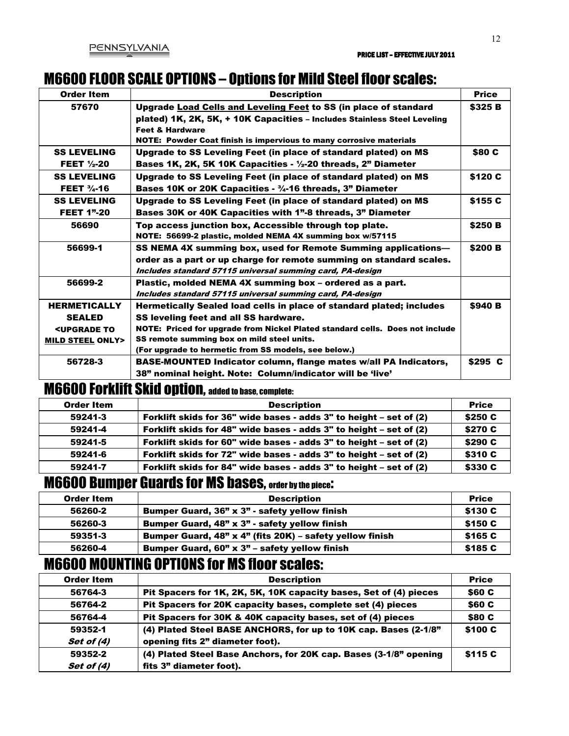## M6600 FLOOR SCALE OPTIONS – Options for Mild Steel floor scales:

| Order Item | Description | Price |
|---|---|---|
| 57670 | **Upgrade Load Cells and Leveling Feet to SS (in place of standard plated) 1K, 2K, 5K, + 10K Capacities – Includes Stainless Steel Leveling Feet & Hardware**<br>**NOTE: Powder Coat finish is impervious to many corrosive materials** | $325 B |
| SS LEVELING FEET ½-20 | Upgrade to SS Leveling Feet (in place of standard plated) on MS Bases 1K, 2K, 5K 10K Capacities - ½-20 threads, 2" Diameter | $80 C |
| SS LEVELING FEET ¾-16 | Upgrade to SS Leveling Feet (in place of standard plated) on MS Bases 10K or 20K Capacities - ¾-16 threads, 3" Diameter | $120 C |
| SS LEVELING FEET 1"-20 | Upgrade to SS Leveling Feet (in place of standard plated) on MS Bases 30K or 40K Capacities with 1"-8 threads, 3" Diameter | $155 C |
| 56690 | Top access junction box, Accessible through top plate.<br>NOTE: 56699-2 plastic, molded NEMA 4X summing box w/57115 | $250 B |
| 56699-1 | SS NEMA 4X summing box, used for Remote Summing applications— order as a part or up charge for remote summing on standard scales.<br>*Includes standard 57115 universal summing card, PA-design* | $200 B |
| 56699-2 | Plastic, molded NEMA 4X summing box – ordered as a part.<br>*Includes standard 57115 universal summing card, PA-design* | |
| HERMETICALLY SEALED <UPGRADE TO MILD STEEL ONLY> | Hermetically Sealed load cells in place of standard plated; includes SS leveling feet and all SS hardware.<br>NOTE: Priced for upgrade from Nickel Plated standard cells. Does not include SS remote summing box on mild steel units.<br>(For upgrade to hermetic from SS models, see below.) | $940 B |
| 56728-3 | BASE-MOUNTED Indicator column, flange mates w/all PA Indicators, 38" nominal height. Note: Column/indicator will be 'live' | $295 C |

## M6600 Forklift Skid option, added to base, complete:

| Order Item | Description | Price |
|---|---|---|
| 59241-3 | Forklift skids for 36" wide bases - adds 3" to height – set of (2) | $250 C |
| 59241-4 | Forklift skids for 48" wide bases - adds 3" to height – set of (2) | $270 C |
| 59241-5 | Forklift skids for 60" wide bases - adds 3" to height – set of (2) | $290 C |
| 59241-6 | Forklift skids for 72" wide bases - adds 3" to height – set of (2) | $310 C |
| 59241-7 | Forklift skids for 84" wide bases - adds 3" to height – set of (2) | $330 C |

## M6600 Bumper Guards for MS bases, order by the piece:

| Order Item | Description | Price |
|---|---|---|
| 56260-2 | Bumper Guard, 36" x 3" - safety yellow finish | $130 C |
| 56260-3 | Bumper Guard, 48" x 3" - safety yellow finish | $150 C |
| 59351-3 | Bumper Guard, 48" x 4" (fits 20K) – safety yellow finish | $165 C |
| 56260-4 | Bumper Guard, 60" x 3" – safety yellow finish | $185 C |

## M6600 MOUNTING OPTIONS for MS floor scales:

| Order Item | Description | Price |
|---|---|---|
| 56764-3 | Pit Spacers for 1K, 2K, 5K, 10K capacity bases, Set of (4) pieces | $60 C |
| 56764-2 | Pit Spacers for 20K capacity bases, complete set (4) pieces | $60 C |
| 56764-4 | Pit Spacers for 30K & 40K capacity bases, set of (4) pieces | $80 C |
| 59352-1<br>*Set of (4)* | (4) Plated Steel BASE ANCHORS, for up to 10K cap. Bases (2-1/8" opening fits 2" diameter foot). | $100 C |
| 59352-2<br>*Set of (4)* | (4) Plated Steel Base Anchors, for 20K cap. Bases (3-1/8" opening fits 3" diameter foot). | $115 C |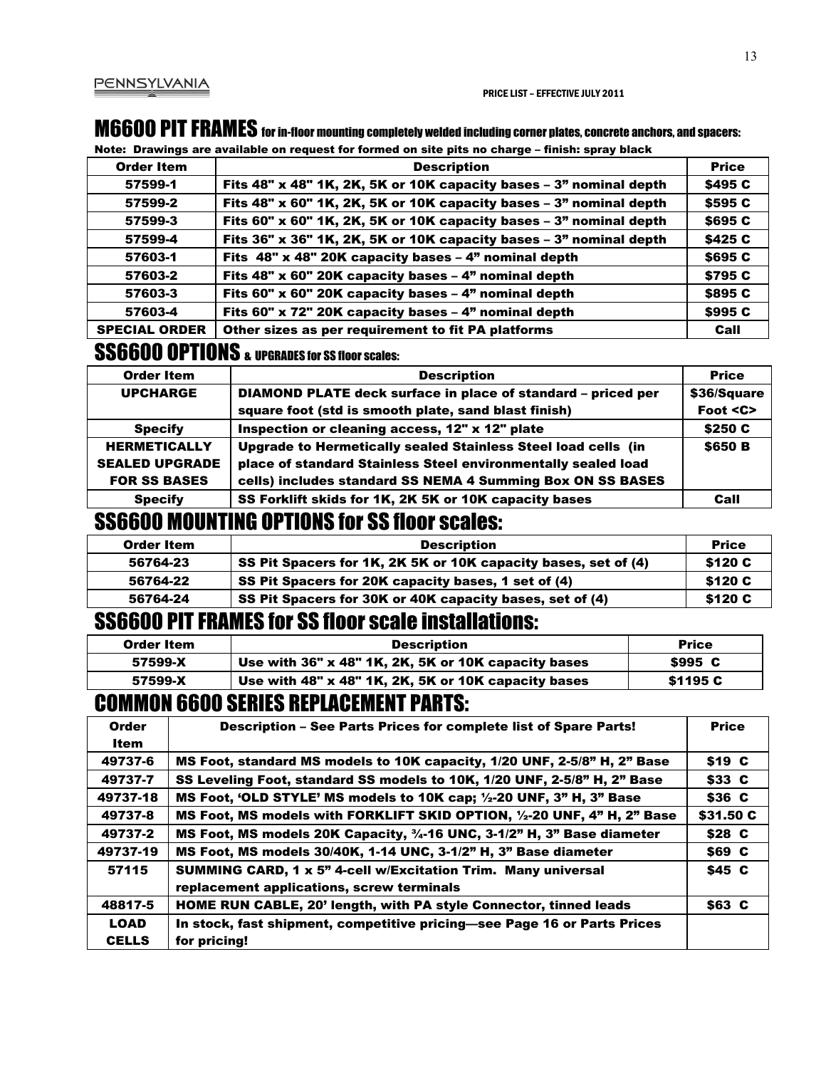PENNSYLVANIA

PRICE LIST – EFFECTIVE JULY 2011

## M6600 PIT FRAMES for in-floor mounting completely welded including corner plates, concrete anchors, and spacers:

**Note: Drawings are available on request for formed on site pits no charge – finish: spray black**

| Order Item | Description | Price |
|---|---|---|
| 57599-1 | Fits 48" x 48" 1K, 2K, 5K or 10K capacity bases – 3" nominal depth | $495 C |
| 57599-2 | Fits 48" x 60" 1K, 2K, 5K or 10K capacity bases – 3" nominal depth | $595 C |
| 57599-3 | Fits 60" x 60" 1K, 2K, 5K or 10K capacity bases – 3" nominal depth | $695 C |
| 57599-4 | Fits 36" x 36" 1K, 2K, 5K or 10K capacity bases – 3" nominal depth | $425 C |
| 57603-1 | Fits 48" x 48" 20K capacity bases – 4" nominal depth | $695 C |
| 57603-2 | Fits 48" x 60" 20K capacity bases – 4" nominal depth | $795 C |
| 57603-3 | Fits 60" x 60" 20K capacity bases – 4" nominal depth | $895 C |
| 57603-4 | Fits 60" x 72" 20K capacity bases – 4" nominal depth | $995 C |
| SPECIAL ORDER | Other sizes as per requirement to fit PA platforms | Call |

## SS6600 OPTIONS & UPGRADES for SS floor scales:

| Order Item | Description | Price |
|---|---|---|
| UPCHARGE | DIAMOND PLATE deck surface in place of standard – priced per square foot (std is smooth plate, sand blast finish) | $36/Square Foot <C> |
| Specify | Inspection or cleaning access, 12" x 12" plate | $250 C |
| HERMETICALLY SEALED UPGRADE FOR SS BASES | Upgrade to Hermetically sealed Stainless Steel load cells (in place of standard Stainless Steel environmentally sealed load cells) includes standard SS NEMA 4 Summing Box ON SS BASES | $650 B |
| Specify | SS Forklift skids for 1K, 2K 5K or 10K capacity bases | Call |

## SS6600 MOUNTING OPTIONS for SS floor scales:

| Order Item | Description | Price |
|---|---|---|
| 56764-23 | SS Pit Spacers for 1K, 2K 5K or 10K capacity bases, set of (4) | $120 C |
| 56764-22 | SS Pit Spacers for 20K capacity bases, 1 set of (4) | $120 C |
| 56764-24 | SS Pit Spacers for 30K or 40K capacity bases, set of (4) | $120 C |

## SS6600 PIT FRAMES for SS floor scale installations:

| Order Item | Description | Price |
|---|---|---|
| 57599-X | Use with 36" x 48" 1K, 2K, 5K or 10K capacity bases | $995 C |
| 57599-X | Use with 48" x 48" 1K, 2K, 5K or 10K capacity bases | $1195 C |

## COMMON 6600 SERIES REPLACEMENT PARTS:

| Order Item | Description – See Parts Prices for complete list of Spare Parts! | Price |
|---|---|---|
| 49737-6 | MS Foot, standard MS models to 10K capacity, 1/20 UNF, 2-5/8" H, 2" Base | $19 C |
| 49737-7 | SS Leveling Foot, standard SS models to 10K, 1/20 UNF, 2-5/8" H, 2" Base | $33 C |
| 49737-18 | MS Foot, 'OLD STYLE' MS models to 10K cap; ½-20 UNF, 3" H, 3" Base | $36 C |
| 49737-8 | MS Foot, MS models with FORKLIFT SKID OPTION, ½-20 UNF, 4" H, 2" Base | $31.50 C |
| 49737-2 | MS Foot, MS models 20K Capacity, ¾-16 UNC, 3-1/2" H, 3" Base diameter | $28 C |
| 49737-19 | MS Foot, MS models 30/40K, 1-14 UNC, 3-1/2" H, 3" Base diameter | $69 C |
| 57115 | SUMMING CARD, 1 x 5" 4-cell w/Excitation Trim. Many universal replacement applications, screw terminals | $45 C |
| 48817-5 | HOME RUN CABLE, 20' length, with PA style Connector, tinned leads | $63 C |
| LOAD CELLS | In stock, fast shipment, competitive pricing—see Page 16 or Parts Prices for pricing! | |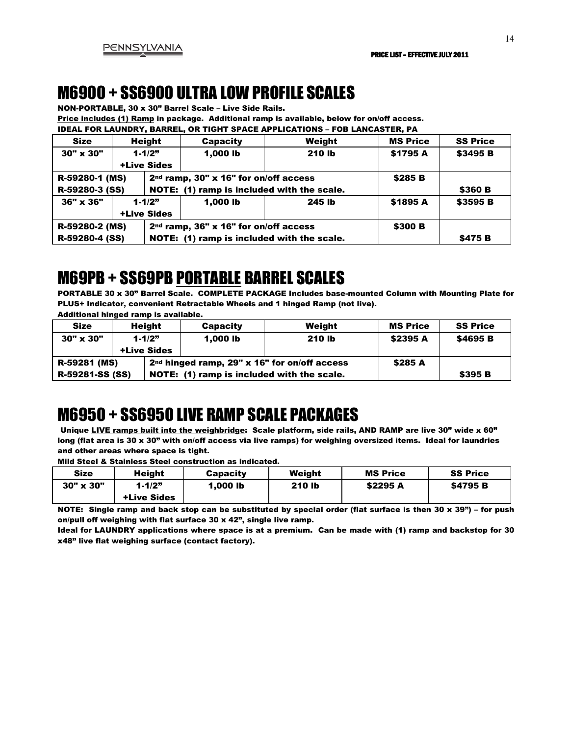# M6900 + SS6900 ULTRA LOW PROFILE SCALES

**NON-PORTABLE, 30 x 30" Barrel Scale – Live Side Rails.**

**Price includes (1) Ramp in package. Additional ramp is available, below for on/off access.**

**IDEAL FOR LAUNDRY, BARREL, OR TIGHT SPACE APPLICATIONS – FOB LANCASTER, PA**

| Size | Height | Capacity | Weight | MS Price | SS Price |
|---|---|---|---|---|---|
| 30" x 30" | 1-1/2" +Live Sides | 1,000 lb | 210 lb | $1795 A | $3495 B |
| R-59280-1 (MS) R-59280-3 (SS) | 2nd ramp, 30" x 16" for on/off access NOTE: (1) ramp is included with the scale. | | | $285 B | $360 B |
| 36" x 36" | 1-1/2" +Live Sides | 1,000 lb | 245 lb | $1895 A | $3595 B |
| R-59280-2 (MS) R-59280-4 (SS) | 2nd ramp, 36" x 16" for on/off access NOTE: (1) ramp is included with the scale. | | | $300 B | $475 B |

# M69PB + SS69PB PORTABLE BARREL SCALES

**PORTABLE 30 x 30" Barrel Scale. COMPLETE PACKAGE Includes base-mounted Column with Mounting Plate for PLUS+ Indicator, convenient Retractable Wheels and 1 hinged Ramp (not live).**

**Additional hinged ramp is available.**

| Size | Height | Capacity | Weight | MS Price | SS Price |
|---|---|---|---|---|---|
| 30" x 30" | 1-1/2" +Live Sides | 1,000 lb | 210 lb | $2395 A | $4695 B |
| R-59281 (MS) R-59281-SS (SS) | 2nd hinged ramp, 29" x 16" for on/off access NOTE: (1) ramp is included with the scale. | | | $285 A | $395 B |

# M6950 + SS6950 LIVE RAMP SCALE PACKAGES

**Unique LIVE ramps built into the weighbridge: Scale platform, side rails, AND RAMP are live 30" wide x 60" long (flat area is 30 x 30" with on/off access via live ramps) for weighing oversized items. Ideal for laundries and other areas where space is tight.**

**Mild Steel & Stainless Steel construction as indicated.**

| Size | Height | Capacity | Weight | MS Price | SS Price |
|---|---|---|---|---|---|
| 30" x 30" | 1-1/2" +Live Sides | 1,000 lb | 210 lb | $2295 A | $4795 B |

**NOTE: Single ramp and back stop can be substituted by special order (flat surface is then 30 x 39") – for push on/pull off weighing with flat surface 30 x 42", single live ramp.**

**Ideal for LAUNDRY applications where space is at a premium. Can be made with (1) ramp and backstop for 30 x48" live flat weighing surface (contact factory).**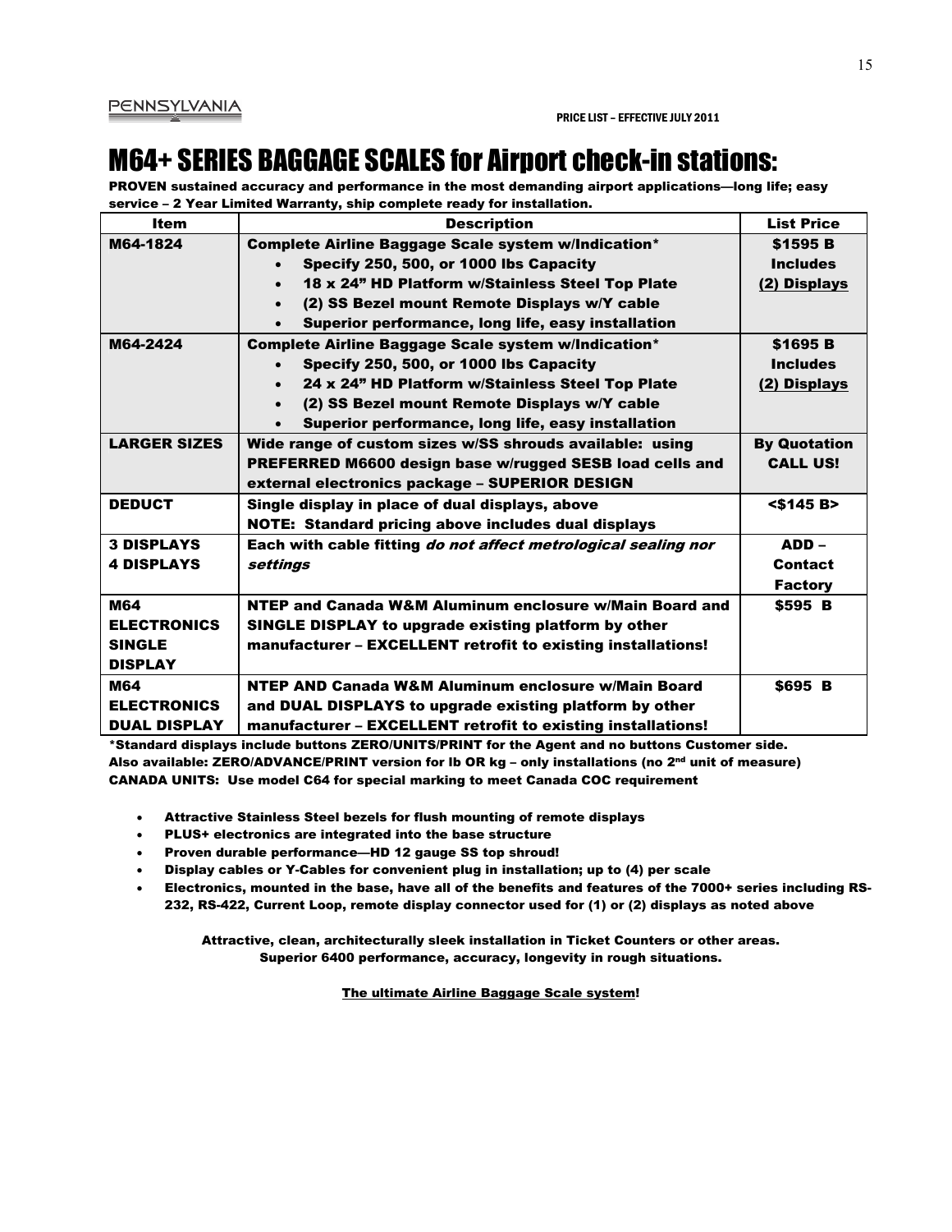PENNSYLVANIA

PRICE LIST – EFFECTIVE JULY 2011

# M64+ SERIES BAGGAGE SCALES for Airport check-in stations:

**PROVEN sustained accuracy and performance in the most demanding airport applications—long life; easy service – 2 Year Limited Warranty, ship complete ready for installation.**

| Item | Description | List Price |
|---|---|---|
| **M64-1824** | **Complete Airline Baggage Scale system w/Indication*** <br> • **Specify 250, 500, or 1000 lbs Capacity** <br> • **18 x 24" HD Platform w/Stainless Steel Top Plate** <br> • **(2) SS Bezel mount Remote Displays w/Y cable** <br> • **Superior performance, long life, easy installation** | **$1595 B Includes (2) Displays** |
| **M64-2424** | **Complete Airline Baggage Scale system w/Indication*** <br> • **Specify 250, 500, or 1000 lbs Capacity** <br> • **24 x 24" HD Platform w/Stainless Steel Top Plate** <br> • **(2) SS Bezel mount Remote Displays w/Y cable** <br> • **Superior performance, long life, easy installation** | **$1695 B Includes (2) Displays** |
| **LARGER SIZES** | **Wide range of custom sizes w/SS shrouds available: using PREFERRED M6600 design base w/rugged SESB load cells and external electronics package – SUPERIOR DESIGN** | **By Quotation CALL US!** |
| **DEDUCT** | **Single display in place of dual displays, above** <br> **NOTE: Standard pricing above includes dual displays** | **<$145 B>** |
| **3 DISPLAYS** <br> **4 DISPLAYS** | **Each with cable fitting *do not affect metrological sealing nor settings*** | **ADD – Contact Factory** |
| **M64 ELECTRONICS SINGLE DISPLAY** | **NTEP and Canada W&M Aluminum enclosure w/Main Board and SINGLE DISPLAY to upgrade existing platform by other manufacturer – EXCELLENT retrofit to existing installations!** | **$595 B** |
| **M64 ELECTRONICS DUAL DISPLAY** | **NTEP AND Canada W&M Aluminum enclosure w/Main Board and DUAL DISPLAYS to upgrade existing platform by other manufacturer – EXCELLENT retrofit to existing installations!** | **$695 B** |

**\*Standard displays include buttons ZERO/UNITS/PRINT for the Agent and no buttons Customer side.**
**Also available: ZERO/ADVANCE/PRINT version for lb OR kg – only installations (no 2nd unit of measure)**
**CANADA UNITS: Use model C64 for special marking to meet Canada COC requirement**

- **Attractive Stainless Steel bezels for flush mounting of remote displays**
- **PLUS+ electronics are integrated into the base structure**
- **Proven durable performance—HD 12 gauge SS top shroud!**
- **Display cables or Y-Cables for convenient plug in installation; up to (4) per scale**
- **Electronics, mounted in the base, have all of the benefits and features of the 7000+ series including RS-232, RS-422, Current Loop, remote display connector used for (1) or (2) displays as noted above**

**Attractive, clean, architecturally sleek installation in Ticket Counters or other areas.**
**Superior 6400 performance, accuracy, longevity in rough situations.**

**The ultimate Airline Baggage Scale system!**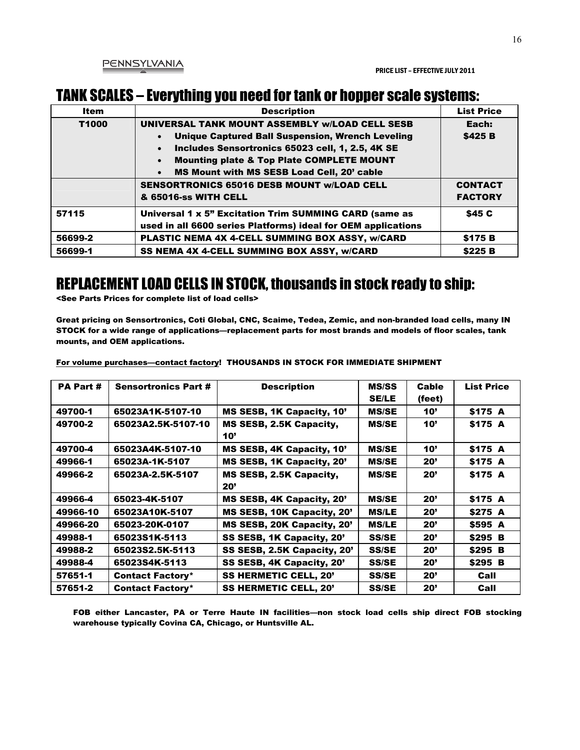PENNSYLVANIA

PRICE LIST – EFFECTIVE JULY 2011

## TANK SCALES – Everything you need for tank or hopper scale systems:

| Item | Description | List Price |
|---|---|---|
| T1000 | **UNIVERSAL TANK MOUNT ASSEMBLY w/LOAD CELL SESB**<br>• Unique Captured Ball Suspension, Wrench Leveling<br>• Includes Sensortronics 65023 cell, 1, 2.5, 4K SE<br>• Mounting plate & Top Plate COMPLETE MOUNT<br>• MS Mount with MS SESB Load Cell, 20' cable | Each: $425 B |
| | **SENSORTRONICS 65016 DESB MOUNT w/LOAD CELL & 65016-ss WITH CELL** | CONTACT FACTORY |
| 57115 | Universal 1 x 5" Excitation Trim SUMMING CARD (same as used in all 6600 series Platforms) ideal for OEM applications | $45 C |
| 56699-2 | PLASTIC NEMA 4X 4-CELL SUMMING BOX ASSY, w/CARD | $175 B |
| 56699-1 | SS NEMA 4X 4-CELL SUMMING BOX ASSY, w/CARD | $225 B |

## REPLACEMENT LOAD CELLS IN STOCK, thousands in stock ready to ship:

**<See Parts Prices for complete list of load cells>**

**Great pricing on Sensortronics, Coti Global, CNC, Scaime, Tedea, Zemic, and non-branded load cells, many IN STOCK for a wide range of applications—replacement parts for most brands and models of floor scales, tank mounts, and OEM applications.**

**For volume purchases—contact factory! THOUSANDS IN STOCK FOR IMMEDIATE SHIPMENT**

| PA Part # | Sensortronics Part # | Description | MS/SS SE/LE | Cable (feet) | List Price |
|---|---|---|---|---|---|
| 49700-1 | 65023A1K-5107-10 | MS SESB, 1K Capacity, 10' | MS/SE | 10' | $175 A |
| 49700-2 | 65023A2.5K-5107-10 | MS SESB, 2.5K Capacity, 10' | MS/SE | 10' | $175 A |
| 49700-4 | 65023A4K-5107-10 | MS SESB, 4K Capacity, 10' | MS/SE | 10' | $175 A |
| 49966-1 | 65023A-1K-5107 | MS SESB, 1K Capacity, 20' | MS/SE | 20' | $175 A |
| 49966-2 | 65023A-2.5K-5107 | MS SESB, 2.5K Capacity, 20' | MS/SE | 20' | $175 A |
| 49966-4 | 65023-4K-5107 | MS SESB, 4K Capacity, 20' | MS/SE | 20' | $175 A |
| 49966-10 | 65023A10K-5107 | MS SESB, 10K Capacity, 20' | MS/LE | 20' | $275 A |
| 49966-20 | 65023-20K-0107 | MS SESB, 20K Capacity, 20' | MS/LE | 20' | $595 A |
| 49988-1 | 65023S1K-5113 | SS SESB, 1K Capacity, 20' | SS/SE | 20' | $295 B |
| 49988-2 | 65023S2.5K-5113 | SS SESB, 2.5K Capacity, 20' | SS/SE | 20' | $295 B |
| 49988-4 | 65023S4K-5113 | SS SESB, 4K Capacity, 20' | SS/SE | 20' | $295 B |
| 57651-1 | Contact Factory* | SS HERMETIC CELL, 20' | SS/SE | 20' | Call |
| 57651-2 | Contact Factory* | SS HERMETIC CELL, 20' | SS/SE | 20' | Call |

**FOB either Lancaster, PA or Terre Haute IN facilities—non stock load cells ship direct FOB stocking warehouse typically Covina CA, Chicago, or Huntsville AL.**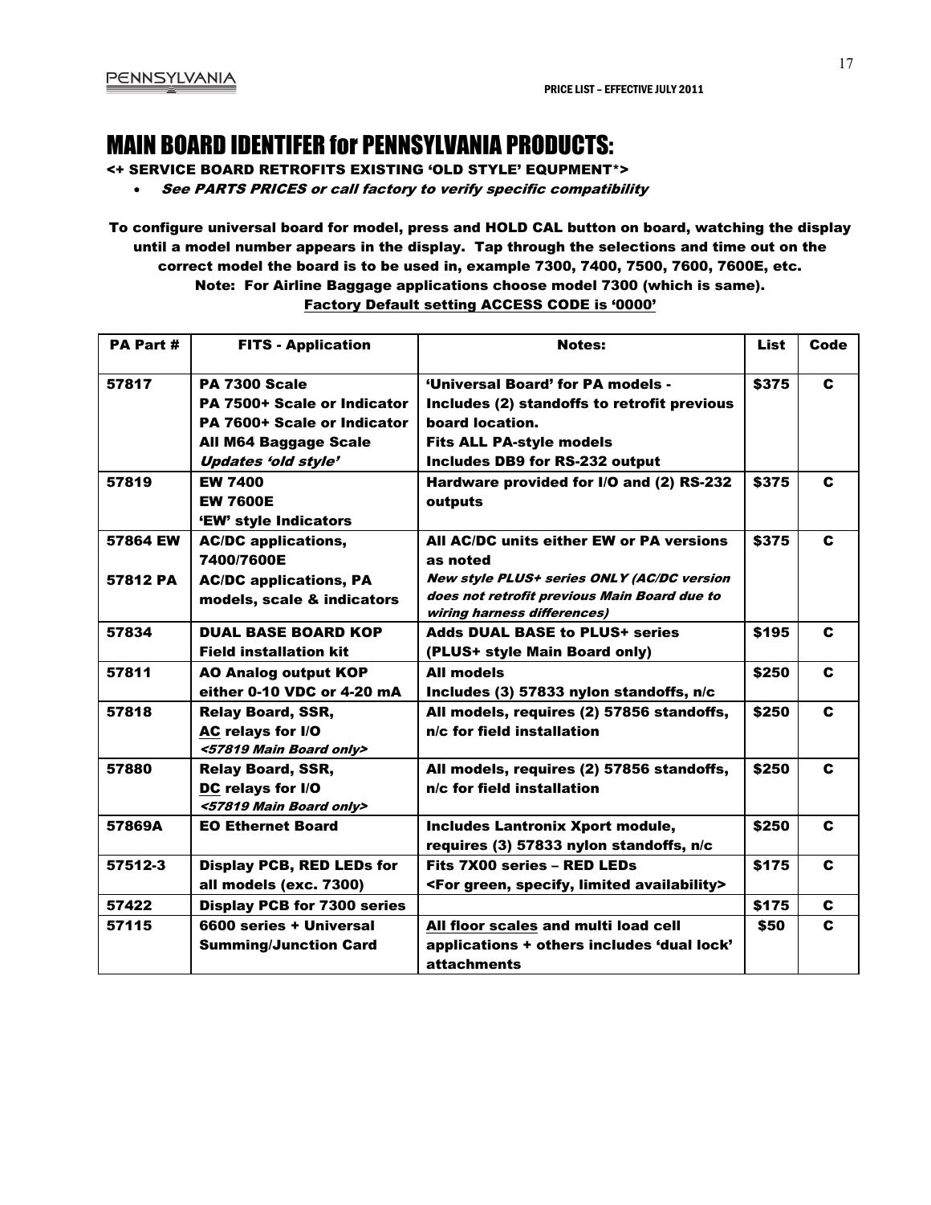# MAIN BOARD IDENTIFER for PENNSYLVANIA PRODUCTS:

**<+ SERVICE BOARD RETROFITS EXISTING 'OLD STYLE' EQUPMENT*>**

- ***See PARTS PRICES or call factory to verify specific compatibility***

**To configure universal board for model, press and HOLD CAL button on board, watching the display until a model number appears in the display. Tap through the selections and time out on the correct model the board is to be used in, example 7300, 7400, 7500, 7600, 7600E, etc.**
**Note: For Airline Baggage applications choose model 7300 (which is same).**
**<u>Factory Default setting ACCESS CODE is '0000'</u>**

| PA Part # | FITS - Application | Notes: | List | Code |
|---|---|---|---|---|
| 57817 | PA 7300 Scale<br>PA 7500+ Scale or Indicator<br>PA 7600+ Scale or Indicator<br>All M64 Baggage Scale<br>*Updates 'old style'* | 'Universal Board' for PA models - Includes (2) standoffs to retrofit previous board location.<br>Fits ALL PA-style models<br>Includes DB9 for RS-232 output | $375 | C |
| 57819 | EW 7400<br>EW 7600E<br>'EW' style Indicators | Hardware provided for I/O and (2) RS-232 outputs | $375 | C |
| 57864 EW<br><br>57812 PA | AC/DC applications, 7400/7600E<br>AC/DC applications, PA models, scale & indicators | All AC/DC units either EW or PA versions as noted<br>*New style PLUS+ series ONLY (AC/DC version does not retrofit previous Main Board due to wiring harness differences)* | $375 | C |
| 57834 | DUAL BASE BOARD KOP<br>Field installation kit | Adds DUAL BASE to PLUS+ series<br>(PLUS+ style Main Board only) | $195 | C |
| 57811 | AO Analog output KOP<br>either 0-10 VDC or 4-20 mA | All models<br>Includes (3) 57833 nylon standoffs, n/c | $250 | C |
| 57818 | Relay Board, SSR,<br><u>AC</u> relays for I/O<br>*<57819 Main Board only>* | All models, requires (2) 57856 standoffs, n/c for field installation | $250 | C |
| 57880 | Relay Board, SSR,<br><u>DC</u> relays for I/O<br>*<57819 Main Board only>* | All models, requires (2) 57856 standoffs, n/c for field installation | $250 | C |
| 57869A | EO Ethernet Board | Includes Lantronix Xport module, requires (3) 57833 nylon standoffs, n/c | $250 | C |
| 57512-3 | Display PCB, RED LEDs for all models (exc. 7300) | Fits 7X00 series – RED LEDs<br><For green, specify, limited availability> | $175 | C |
| 57422 | Display PCB for 7300 series | | $175 | C |
| 57115 | 6600 series + Universal Summing/Junction Card | <u>All floor scales</u> and multi load cell applications + others includes 'dual lock' attachments | $50 | C |